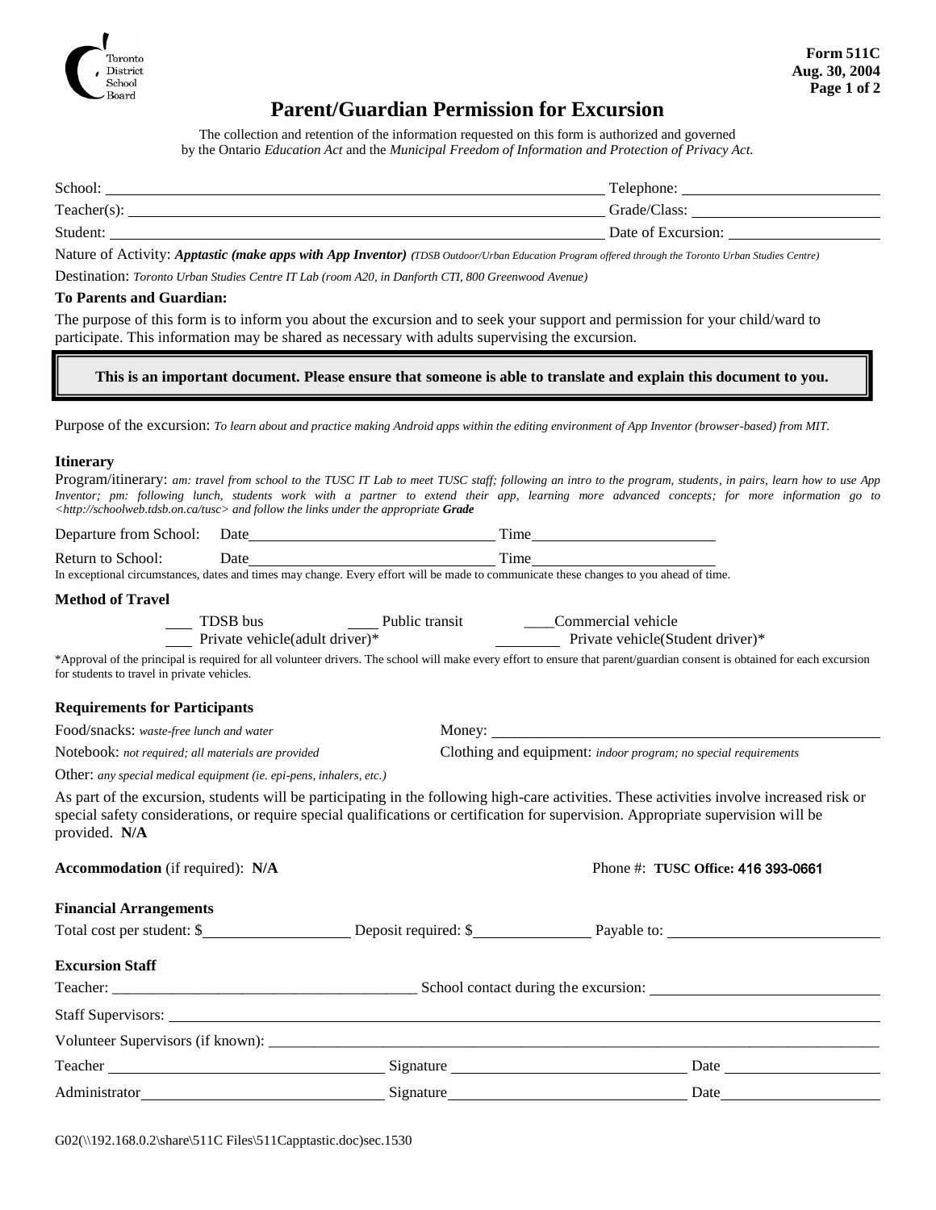Toronto District School Board

**Form 511C**
**Aug. 30, 2004**

# Parent/Guardian Permission for Excursion

The collection and retention of the information requested on this form is authorized and governed by the Ontario *Education Act* and the *Municipal Freedom of Information and Protection of Privacy Act.*

School: ____________________ Telephone: ____________________

Teacher(s): ____________________ Grade/Class: ____________________

Student: ____________________ Date of Excursion: ____________________

Nature of Activity: ***Apptastic (make apps with App Inventor)*** *(TDSB Outdoor/Urban Education Program offered through the Toronto Urban Studies Centre)*

Destination: *Toronto Urban Studies Centre IT Lab (room A20, in Danforth CTI, 800 Greenwood Avenue)*

**To Parents and Guardian:**

The purpose of this form is to inform you about the excursion and to seek your support and permission for your child/ward to participate. This information may be shared as necessary with adults supervising the excursion.

**This is an important document. Please ensure that someone is able to translate and explain this document to you.**

Purpose of the excursion: *To learn about and practice making Android apps within the editing environment of App Inventor (browser-based) from MIT.*

**Itinerary**

Program/itinerary: *am: travel from school to the TUSC IT Lab to meet TUSC staff; following an intro to the program, students, in pairs, learn how to use App Inventor; pm: following lunch, students work with a partner to extend their app, learning more advanced concepts; for more information go to <http://schoolweb.tdsb.on.ca/tusc> and follow the links under the appropriate* ***Grade***

Departure from School: Date____________________ Time____________________

Return to School: Date____________________ Time____________________

In exceptional circumstances, dates and times may change. Every effort will be made to communicate these changes to you ahead of time.

**Method of Travel**

___ TDSB bus ___ Public transit ___ Commercial vehicle

___ Private vehicle(adult driver)* ___ Private vehicle(Student driver)*

*Approval of the principal is required for all volunteer drivers. The school will make every effort to ensure that parent/guardian consent is obtained for each excursion for students to travel in private vehicles.

**Requirements for Participants**

Food/snacks: *waste-free lunch and water*

Money: ____________________

Notebook: *not required; all materials are provided*

Clothing and equipment: *indoor program; no special requirements*

Other: *any special medical equipment (ie. epi-pens, inhalers, etc.)*

As part of the excursion, students will be participating in the following high-care activities. These activities involve increased risk or special safety considerations, or require special qualifications or certification for supervision. Appropriate supervision will be provided. **N/A**

**Accommodation** (if required): **N/A** Phone #: **TUSC Office:** 416 393-0661

**Financial Arrangements**

Total cost per student: $__________ Deposit required: $__________ Payable to: ____________________

**Excursion Staff**

Teacher: ____________________ School contact during the excursion: ____________________

Staff Supervisors: ____________________

Volunteer Supervisors (if known): ____________________

Teacher ____________________ Signature ____________________ Date ____________________

Administrator ____________________ Signature ____________________ Date ____________________

G02(\\192.168.0.2\share\511C Files\511Capptastic.doc)sec.1530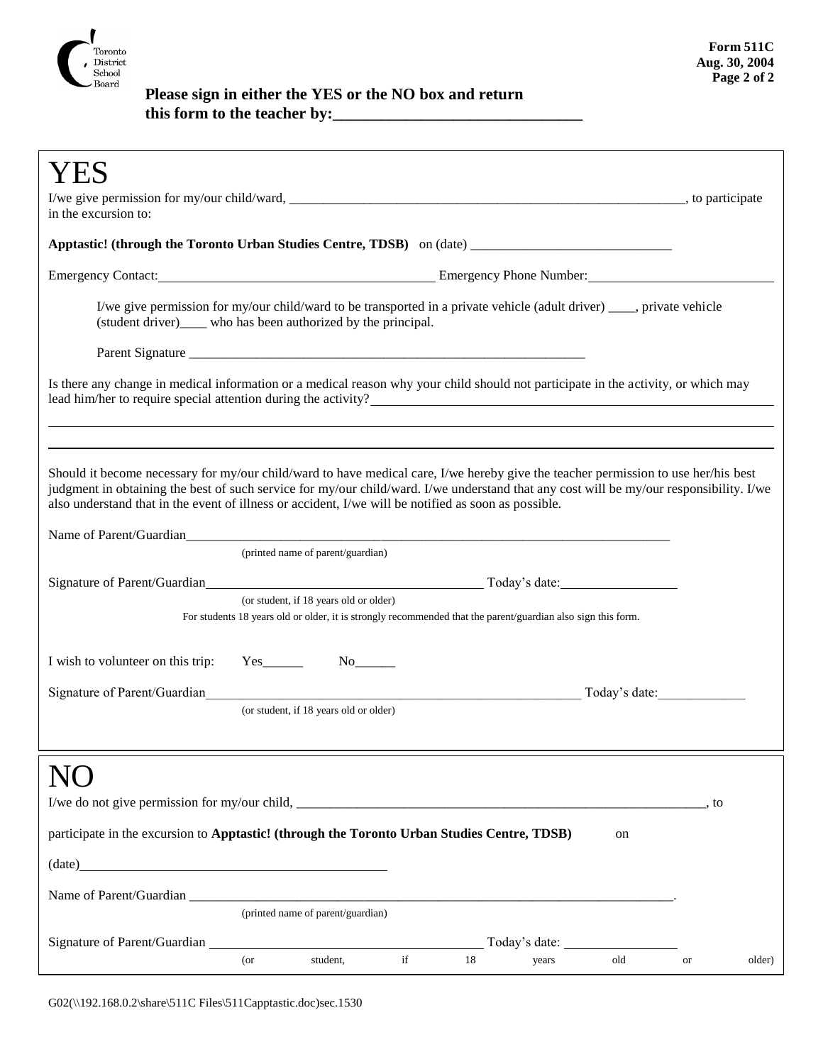Toronto District School Board

**Form 511C**
**Aug. 30, 2004**

**Please sign in either the YES or the NO box and return this form to the teacher by:______________________________**

# YES

I/we give permission for my/our child/ward, ____________________________________________________________, to participate in the excursion to:

**Apptastic! (through the Toronto Urban Studies Centre, TDSB)** on (date) ______________________________

Emergency Contact:_________________________________________ Emergency Phone Number:___________________________

I/we give permission for my/our child/ward to be transported in a private vehicle (adult driver) ____, private vehicle (student driver)____ who has been authorized by the principal.

Parent Signature _____________________________________________________________

Is there any change in medical information or a medical reason why your child should not participate in the activity, or which may lead him/her to require special attention during the activity?________________________________________________________________

_____________________________________________________________________________________________________________

_____________________________________________________________________________________________________________

Should it become necessary for my/our child/ward to have medical care, I/we hereby give the teacher permission to use her/his best judgment in obtaining the best of such service for my/our child/ward. I/we understand that any cost will be my/our responsibility. I/we also understand that in the event of illness or accident, I/we will be notified as soon as possible.

Name of Parent/Guardian____________________________________________________________________________
(printed name of parent/guardian)

Signature of Parent/Guardian_______________________________________________ Today's date:_________________
(or student, if 18 years old or older)

For students 18 years old or older, it is strongly recommended that the parent/guardian also sign this form.

I wish to volunteer on this trip: Yes______ No______

Signature of Parent/Guardian___________________________________________________________ Today's date:_____________
(or student, if 18 years old or older)

# NO

I/we do not give permission for my/our child, ______________________________________________________________, to

participate in the excursion to **Apptastic! (through the Toronto Urban Studies Centre, TDSB)** on

(date)_____________________________________________

Name of Parent/Guardian ____________________________________________________________________________.
(printed name of parent/guardian)

Signature of Parent/Guardian _______________________________________ Today's date: _________________
(or student, if 18 years old or older)

G02(\\192.168.0.2\share\511C Files\511Capptastic.doc)sec.1530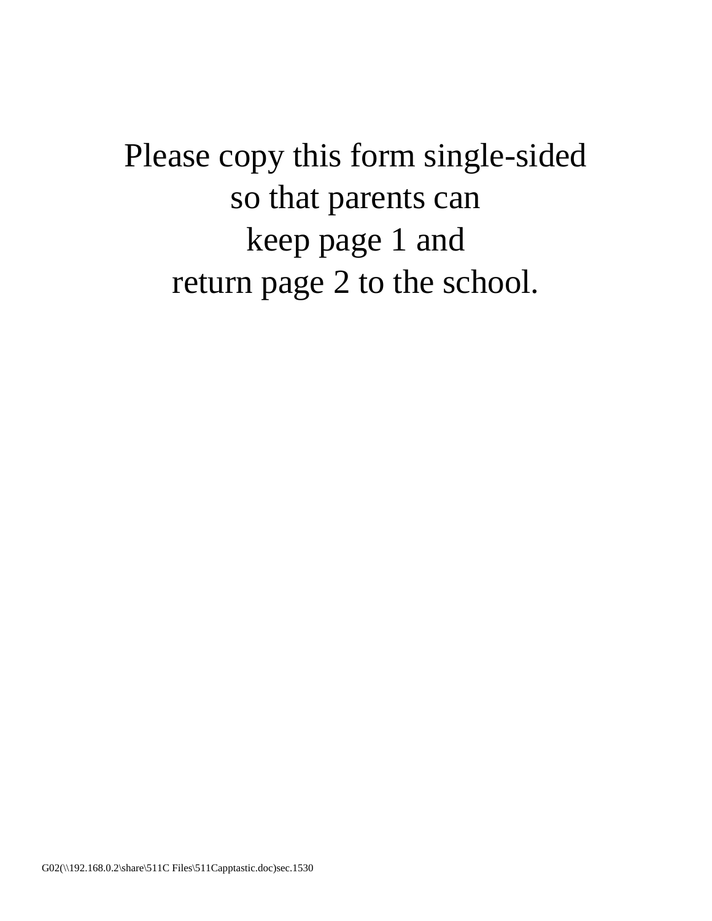Please copy this form single-sided
so that parents can
keep page 1 and
return page 2 to the school.